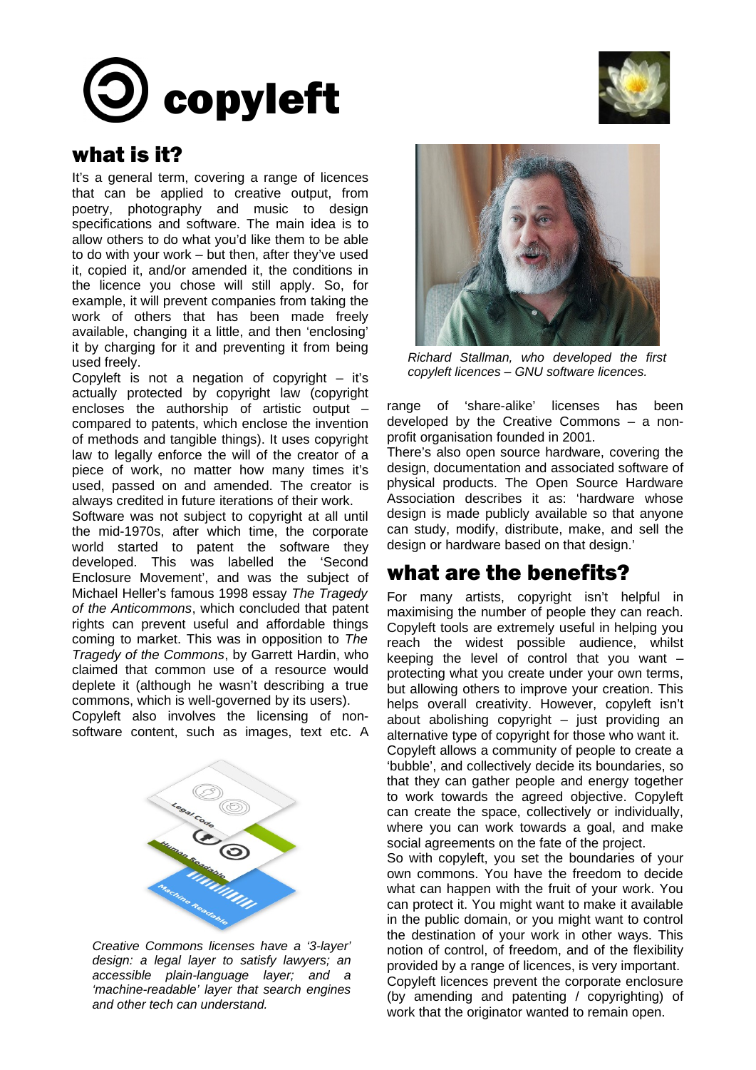# copyleft

## what is it?

It's a general term, covering a range of licences that can be applied to creative output, from poetry, photography and music to design specifications and software. The main idea is to allow others to do what you'd like them to be able to do with your work – but then, after they've used it, copied it, and/or amended it, the conditions in the licence you chose will still apply. So, for example, it will prevent companies from taking the work of others that has been made freely available, changing it a little, and then 'enclosing' it by charging for it and preventing it from being used freely.

Copyleft is not a negation of copyright – it's actually protected by copyright law (copyright encloses the authorship of artistic output – compared to patents, which enclose the invention of methods and tangible things). It uses copyright law to legally enforce the will of the creator of a piece of work, no matter how many times it's used, passed on and amended. The creator is always credited in future iterations of their work.

Software was not subject to copyright at all until the mid-1970s, after which time, the corporate world started to patent the software they developed. This was labelled the 'Second Enclosure Movement', and was the subject of Michael Heller's famous 1998 essay *The Tragedy of the Anticommons*, which concluded that patent rights can prevent useful and affordable things coming to market. This was in opposition to *The Tragedy of the Commons*, by Garrett Hardin, who claimed that common use of a resource would deplete it (although he wasn't describing a true commons, which is well-governed by its users).

Copyleft also involves the licensing of non-software content, such as images, text etc. A range of 'share-alike' licenses has been developed by the Creative Commons – a non-profit organisation founded in 2001.

*Creative Commons licenses have a '3-layer' design: a legal layer to satisfy lawyers; an accessible plain-language layer; and a 'machine-readable' layer that search engines and other tech can understand.*

*Richard Stallman, who developed the first copyleft licences – GNU software licences.*

There's also open source hardware, covering the design, documentation and associated software of physical products. The Open Source Hardware Association describes it as: 'hardware whose design is made publicly available so that anyone can study, modify, distribute, make, and sell the design or hardware based on that design.'

## what are the benefits?

For many artists, copyright isn't helpful in maximising the number of people they can reach. Copyleft tools are extremely useful in helping you reach the widest possible audience, whilst keeping the level of control that you want – protecting what you create under your own terms, but allowing others to improve your creation. This helps overall creativity. However, copyleft isn't about abolishing copyright – just providing an alternative type of copyright for those who want it.

Copyleft allows a community of people to create a 'bubble', and collectively decide its boundaries, so that they can gather people and energy together to work towards the agreed objective. Copyleft can create the space, collectively or individually, where you can work towards a goal, and make social agreements on the fate of the project.

So with copyleft, you set the boundaries of your own commons. You have the freedom to decide what can happen with the fruit of your work. You can protect it. You might want to make it available in the public domain, or you might want to control the destination of your work in other ways. This notion of control, of freedom, and of the flexibility provided by a range of licences, is very important.

Copyleft licences prevent the corporate enclosure (by amending and patenting / copyrighting) of work that the originator wanted to remain open.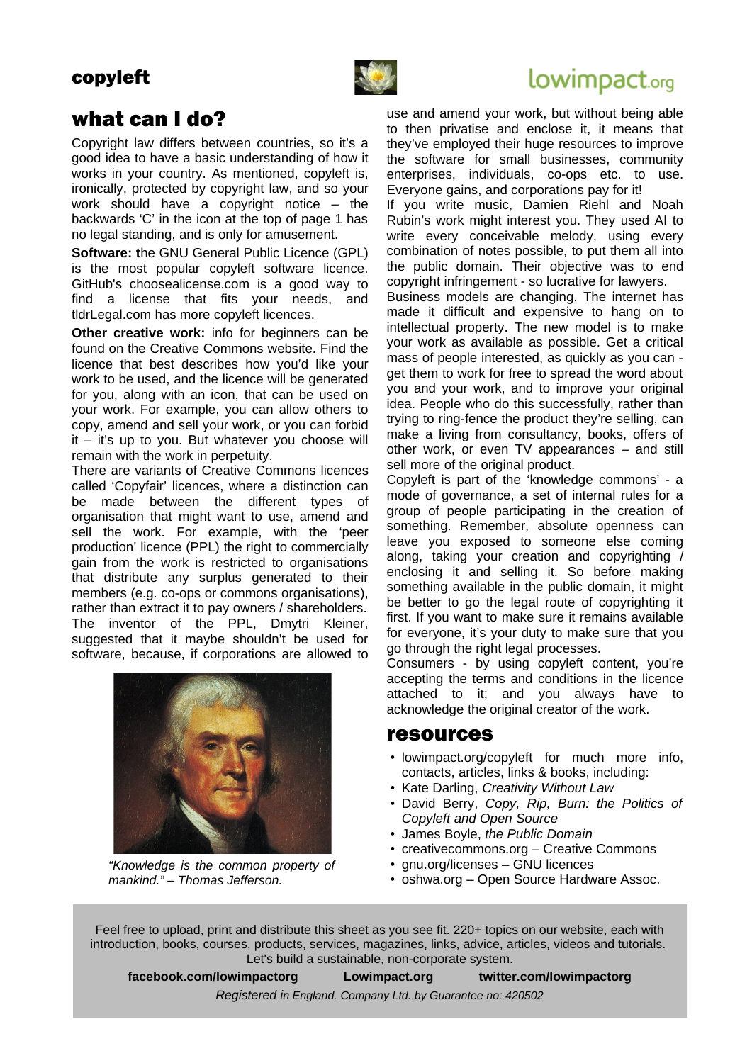# what can I do?

Copyright law differs between countries, so it's a good idea to have a basic understanding of how it works in your country. As mentioned, copyleft is, ironically, protected by copyright law, and so your work should have a copyright notice – the backwards 'C' in the icon at the top of page 1 has no legal standing, and is only for amusement.

**Software:** the GNU General Public Licence (GPL) is the most popular copyleft software licence. GitHub's choosealicense.com is a good way to find a license that fits your needs, and tldrLegal.com has more copyleft licences.

**Other creative work:** info for beginners can be found on the Creative Commons website. Find the licence that best describes how you'd like your work to be used, and the licence will be generated for you, along with an icon, that can be used on your work. For example, you can allow others to copy, amend and sell your work, or you can forbid it – it's up to you. But whatever you choose will remain with the work in perpetuity.

There are variants of Creative Commons licences called 'Copyfair' licences, where a distinction can be made between the different types of organisation that might want to use, amend and sell the work. For example, with the 'peer production' licence (PPL) the right to commercially gain from the work is restricted to organisations that distribute any surplus generated to their members (e.g. co-ops or commons organisations), rather than extract it to pay owners / shareholders. The inventor of the PPL, Dmytri Kleiner, suggested that it maybe shouldn't be used for software, because, if corporations are allowed to use and amend your work, but without being able to then privatise and enclose it, it means that they've employed their huge resources to improve the software for small businesses, community enterprises, individuals, co-ops etc. to use. Everyone gains, and corporations pay for it!

*"Knowledge is the common property of mankind." – Thomas Jefferson.*

If you write music, Damien Riehl and Noah Rubin's work might interest you. They used AI to write every conceivable melody, using every combination of notes possible, to put them all into the public domain. Their objective was to end copyright infringement - so lucrative for lawyers.

Business models are changing. The internet has made it difficult and expensive to hang on to intellectual property. The new model is to make your work as available as possible. Get a critical mass of people interested, as quickly as you can - get them to work for free to spread the word about you and your work, and to improve your original idea. People who do this successfully, rather than trying to ring-fence the product they're selling, can make a living from consultancy, books, offers of other work, or even TV appearances – and still sell more of the original product.

Copyleft is part of the 'knowledge commons' - a mode of governance, a set of internal rules for a group of people participating in the creation of something. Remember, absolute openness can leave you exposed to someone else coming along, taking your creation and copyrighting / enclosing it and selling it. So before making something available in the public domain, it might be better to go the legal route of copyrighting it first. If you want to make sure it remains available for everyone, it's your duty to make sure that you go through the right legal processes.

Consumers - by using copyleft content, you're accepting the terms and conditions in the licence attached to it; and you always have to acknowledge the original creator of the work.

## resources

- lowimpact.org/copyleft for much more info, contacts, articles, links & books, including:
- Kate Darling, *Creativity Without Law*
- David Berry, *Copy, Rip, Burn: the Politics of Copyleft and Open Source*
- James Boyle, *the Public Domain*
- creativecommons.org – Creative Commons
- gnu.org/licenses – GNU licences
- oshwa.org – Open Source Hardware Assoc.

Feel free to upload, print and distribute this sheet as you see fit. 220+ topics on our website, each with introduction, books, courses, products, services, magazines, links, advice, articles, videos and tutorials. Let's build a sustainable, non-corporate system.

**facebook.com/lowimpactorg** **Lowimpact.org** **twitter.com/lowimpactorg**

*Registered in England. Company Ltd. by Guarantee no: 420502*